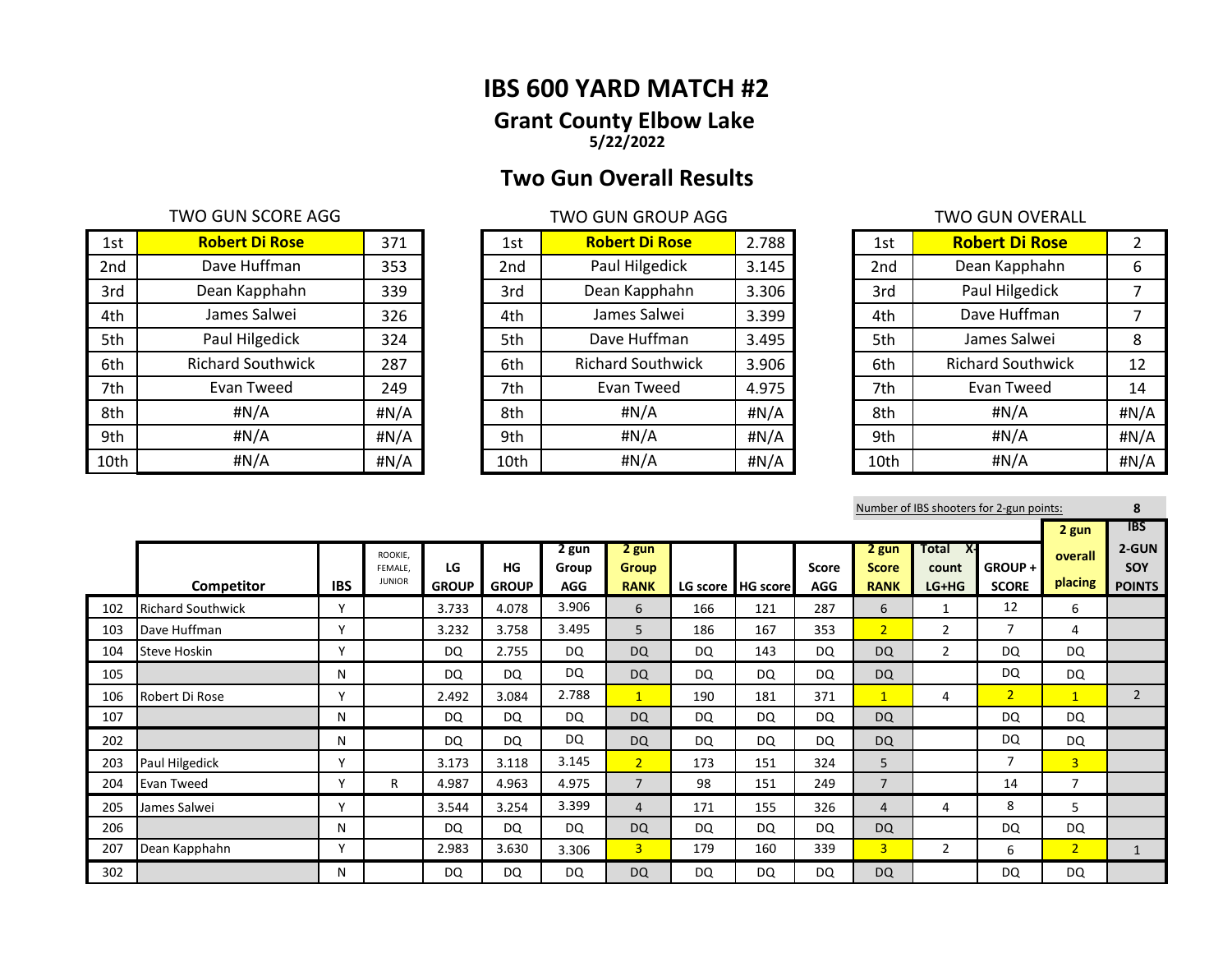# IBS 600 YARD MATCH #2

## Grant County Elbow Lake

**5/22/2022**

## Two Gun Overall Results

TWO GUN SCORE AGG

| | | |
|---|---|---|
| 1st | **Robert Di Rose** | 371 |
| 2nd | Dave Huffman | 353 |
| 3rd | Dean Kapphahn | 339 |
| 4th | James Salwei | 326 |
| 5th | Paul Hilgedick | 324 |
| 6th | Richard Southwick | 287 |
| 7th | Evan Tweed | 249 |
| 8th | #N/A | #N/A |
| 9th | #N/A | #N/A |
| 10th | #N/A | #N/A |

TWO GUN GROUP AGG

| | | |
|---|---|---|
| 1st | **Robert Di Rose** | 2.788 |
| 2nd | Paul Hilgedick | 3.145 |
| 3rd | Dean Kapphahn | 3.306 |
| 4th | James Salwei | 3.399 |
| 5th | Dave Huffman | 3.495 |
| 6th | Richard Southwick | 3.906 |
| 7th | Evan Tweed | 4.975 |
| 8th | #N/A | #N/A |
| 9th | #N/A | #N/A |
| 10th | #N/A | #N/A |

TWO GUN OVERALL

| | | |
|---|---|---|
| 1st | **Robert Di Rose** | 2 |
| 2nd | Dean Kapphahn | 6 |
| 3rd | Paul Hilgedick | 7 |
| 4th | Dave Huffman | 7 |
| 5th | James Salwei | 8 |
| 6th | Richard Southwick | 12 |
| 7th | Evan Tweed | 14 |
| 8th | #N/A | #N/A |
| 9th | #N/A | #N/A |
| 10th | #N/A | #N/A |

Number of IBS shooters for 2-gun points: **8**

| | Competitor | IBS | ROOKIE, FEMALE, JUNIOR | LG GROUP | HG GROUP | 2 gun Group AGG | 2 gun Group RANK | LG score | HG score | Score AGG | 2 gun Score RANK | Total X-count LG+HG | GROUP + SCORE | 2 gun overall placing | IBS 2-GUN SOY POINTS |
|---|---|---|---|---|---|---|---|---|---|---|---|---|---|---|---|
| 102 | Richard Southwick | Y | | 3.733 | 4.078 | 3.906 | 6 | 166 | 121 | 287 | 6 | 1 | 12 | 6 | |
| 103 | Dave Huffman | Y | | 3.232 | 3.758 | 3.495 | 5 | 186 | 167 | 353 | 2 | 2 | 7 | 4 | |
| 104 | Steve Hoskin | Y | | DQ | 2.755 | DQ | DQ | DQ | 143 | DQ | DQ | 2 | DQ | DQ | |
| 105 | | N | | DQ | DQ | DQ | DQ | DQ | DQ | DQ | DQ | | DQ | DQ | |
| 106 | Robert Di Rose | Y | | 2.492 | 3.084 | 2.788 | 1 | 190 | 181 | 371 | 1 | 4 | 2 | 1 | 2 |
| 107 | | N | | DQ | DQ | DQ | DQ | DQ | DQ | DQ | DQ | | DQ | DQ | |
| 202 | | N | | DQ | DQ | DQ | DQ | DQ | DQ | DQ | DQ | | DQ | DQ | |
| 203 | Paul Hilgedick | Y | | 3.173 | 3.118 | 3.145 | 2 | 173 | 151 | 324 | 5 | | 7 | 3 | |
| 204 | Evan Tweed | Y | R | 4.987 | 4.963 | 4.975 | 7 | 98 | 151 | 249 | 7 | | 14 | 7 | |
| 205 | James Salwei | Y | | 3.544 | 3.254 | 3.399 | 4 | 171 | 155 | 326 | 4 | 4 | 8 | 5 | |
| 206 | | N | | DQ | DQ | DQ | DQ | DQ | DQ | DQ | DQ | | DQ | DQ | |
| 207 | Dean Kapphahn | Y | | 2.983 | 3.630 | 3.306 | 3 | 179 | 160 | 339 | 3 | 2 | 6 | 2 | 1 |
| 302 | | N | | DQ | DQ | DQ | DQ | DQ | DQ | DQ | DQ | | DQ | DQ | |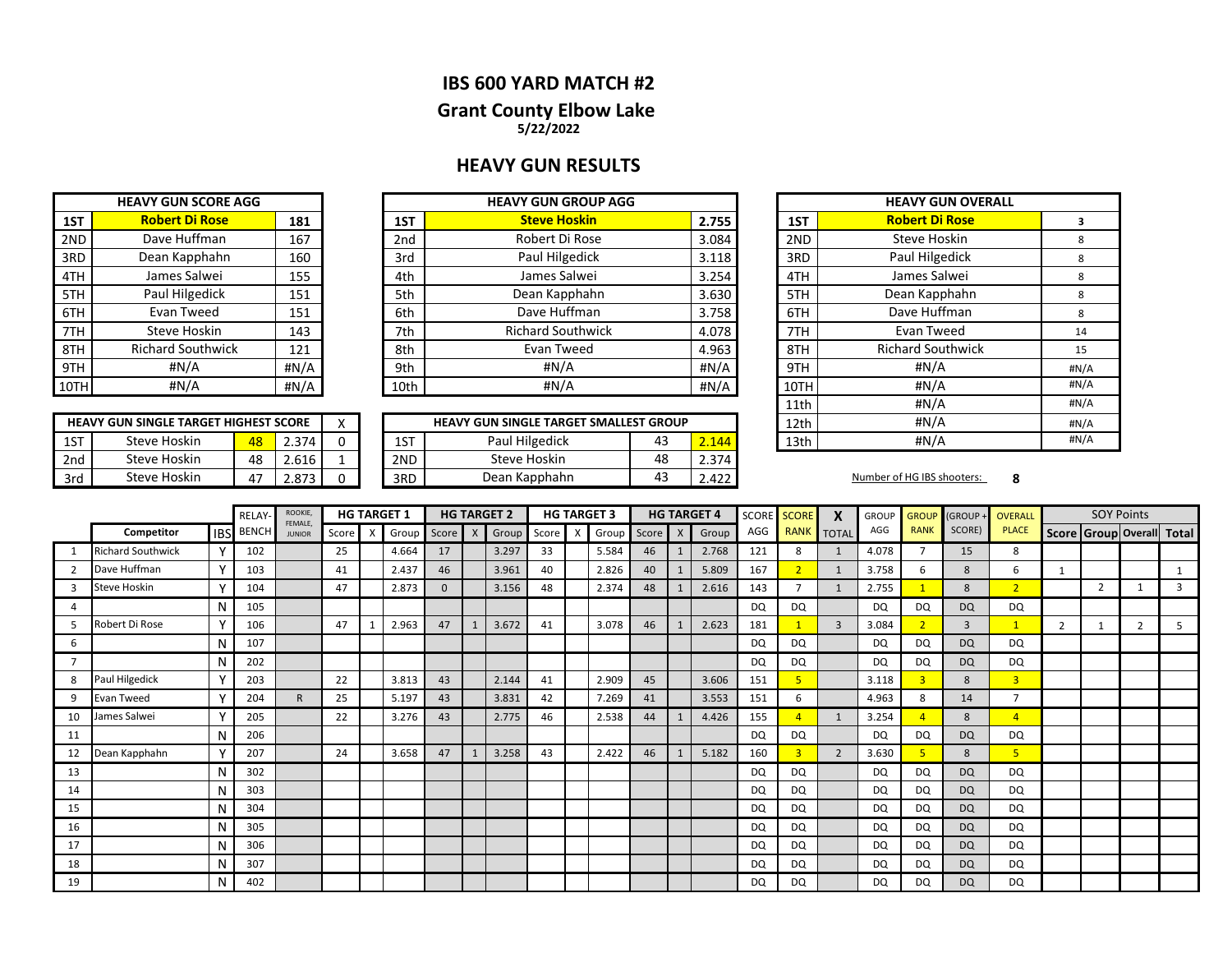# IBS 600 YARD MATCH #2

## Grant County Elbow Lake

5/22/2022

## HEAVY GUN RESULTS

| HEAVY GUN SCORE AGG | | |
|---|---|---|
| 1ST | **Robert Di Rose** | 181 |
| 2ND | Dave Huffman | 167 |
| 3RD | Dean Kapphahn | 160 |
| 4TH | James Salwei | 155 |
| 5TH | Paul Hilgedick | 151 |
| 6TH | Evan Tweed | 151 |
| 7TH | Steve Hoskin | 143 |
| 8TH | Richard Southwick | 121 |
| 9TH | #N/A | #N/A |
| 10TH | #N/A | #N/A |

| HEAVY GUN GROUP AGG | | |
|---|---|---|
| 1ST | **Steve Hoskin** | 2.755 |
| 2nd | Robert Di Rose | 3.084 |
| 3rd | Paul Hilgedick | 3.118 |
| 4th | James Salwei | 3.254 |
| 5th | Dean Kapphahn | 3.630 |
| 6th | Dave Huffman | 3.758 |
| 7th | Richard Southwick | 4.078 |
| 8th | Evan Tweed | 4.963 |
| 9th | #N/A | #N/A |
| 10th | #N/A | #N/A |

| HEAVY GUN OVERALL | | |
|---|---|---|
| 1ST | **Robert Di Rose** | 3 |
| 2ND | Steve Hoskin | 8 |
| 3RD | Paul Hilgedick | 8 |
| 4TH | James Salwei | 8 |
| 5TH | Dean Kapphahn | 8 |
| 6TH | Dave Huffman | 8 |
| 7TH | Evan Tweed | 14 |
| 8TH | Richard Southwick | 15 |
| 9TH | #N/A | #N/A |
| 10TH | #N/A | #N/A |
| 11th | #N/A | #N/A |
| 12th | #N/A | #N/A |
| 13th | #N/A | #N/A |

| HEAVY GUN SINGLE TARGET HIGHEST SCORE | | | | X |
|---|---|---|---|---|
| 1ST | Steve Hoskin | 48 | 2.374 | 0 |
| 2nd | Steve Hoskin | 48 | 2.616 | 1 |
| 3rd | Steve Hoskin | 47 | 2.873 | 0 |

| HEAVY GUN SINGLE TARGET SMALLEST GROUP | | | |
|---|---|---|---|
| 1ST | Paul Hilgedick | 43 | 2.144 |
| 2ND | Steve Hoskin | 48 | 2.374 |
| 3RD | Dean Kapphahn | 43 | 2.422 |

Number of HG IBS shooters: **8**

| | Competitor | IBS | RELAY-BENCH | ROOKIE, FEMALE, JUNIOR | HG TARGET 1 Score | X | Group | HG TARGET 2 Score | X | Group | HG TARGET 3 Score | X | Group | HG TARGET 4 Score | X | Group | SCORE AGG | SCORE RANK | X TOTAL | GROUP AGG | GROUP RANK | (GROUP + SCORE) | OVERALL PLACE | SOY Points Score | Group | Overall | Total |
|---|---|---|---|---|---|---|---|---|---|---|---|---|---|---|---|---|---|---|---|---|---|---|---|---|---|---|---|
| 1 | Richard Southwick | Y | 102 | | 25 | | 4.664 | 17 | | 3.297 | 33 | | 5.584 | 46 | 1 | 2.768 | 121 | 8 | 1 | 4.078 | 7 | 15 | 8 | | | | |
| 2 | Dave Huffman | Y | 103 | | 41 | | 2.437 | 46 | | 3.961 | 40 | | 2.826 | 40 | 1 | 5.809 | 167 | 2 | 1 | 3.758 | 6 | 8 | 6 | 1 | | | 1 |
| 3 | Steve Hoskin | Y | 104 | | 47 | | 2.873 | 0 | | 3.156 | 48 | | 2.374 | 48 | 1 | 2.616 | 143 | 7 | 1 | 2.755 | 1 | 8 | 2 | | 2 | 1 | 3 |
| 4 | | N | 105 | | | | | | | | | | | | | | DQ | DQ | | DQ | DQ | DQ | DQ | | | | |
| 5 | Robert Di Rose | Y | 106 | | 47 | 1 | 2.963 | 47 | 1 | 3.672 | 41 | | 3.078 | 46 | 1 | 2.623 | 181 | 1 | 3 | 3.084 | 2 | 3 | 1 | 2 | 1 | 2 | 5 |
| 6 | | N | 107 | | | | | | | | | | | | | | DQ | DQ | | DQ | DQ | DQ | DQ | | | | |
| 7 | | N | 202 | | | | | | | | | | | | | | DQ | DQ | | DQ | DQ | DQ | DQ | | | | |
| 8 | Paul Hilgedick | Y | 203 | | 22 | | 3.813 | 43 | | 2.144 | 41 | | 2.909 | 45 | | 3.606 | 151 | 5 | | 3.118 | 3 | 8 | 3 | | | | |
| 9 | Evan Tweed | Y | 204 | R | 25 | | 5.197 | 43 | | 3.831 | 42 | | 7.269 | 41 | | 3.553 | 151 | 6 | | 4.963 | 8 | 14 | 7 | | | | |
| 10 | James Salwei | Y | 205 | | 22 | | 3.276 | 43 | | 2.775 | 46 | | 2.538 | 44 | 1 | 4.426 | 155 | 4 | 1 | 3.254 | 4 | 8 | 4 | | | | |
| 11 | | N | 206 | | | | | | | | | | | | | | DQ | DQ | | DQ | DQ | DQ | DQ | | | | |
| 12 | Dean Kapphahn | Y | 207 | | 24 | | 3.658 | 47 | 1 | 3.258 | 43 | | 2.422 | 46 | 1 | 5.182 | 160 | 3 | 2 | 3.630 | 5 | 8 | 5 | | | | |
| 13 | | N | 302 | | | | | | | | | | | | | | DQ | DQ | | DQ | DQ | DQ | DQ | | | | |
| 14 | | N | 303 | | | | | | | | | | | | | | DQ | DQ | | DQ | DQ | DQ | DQ | | | | |
| 15 | | N | 304 | | | | | | | | | | | | | | DQ | DQ | | DQ | DQ | DQ | DQ | | | | |
| 16 | | N | 305 | | | | | | | | | | | | | | DQ | DQ | | DQ | DQ | DQ | DQ | | | | |
| 17 | | N | 306 | | | | | | | | | | | | | | DQ | DQ | | DQ | DQ | DQ | DQ | | | | |
| 18 | | N | 307 | | | | | | | | | | | | | | DQ | DQ | | DQ | DQ | DQ | DQ | | | | |
| 19 | | N | 402 | | | | | | | | | | | | | | DQ | DQ | | DQ | DQ | DQ | DQ | | | | |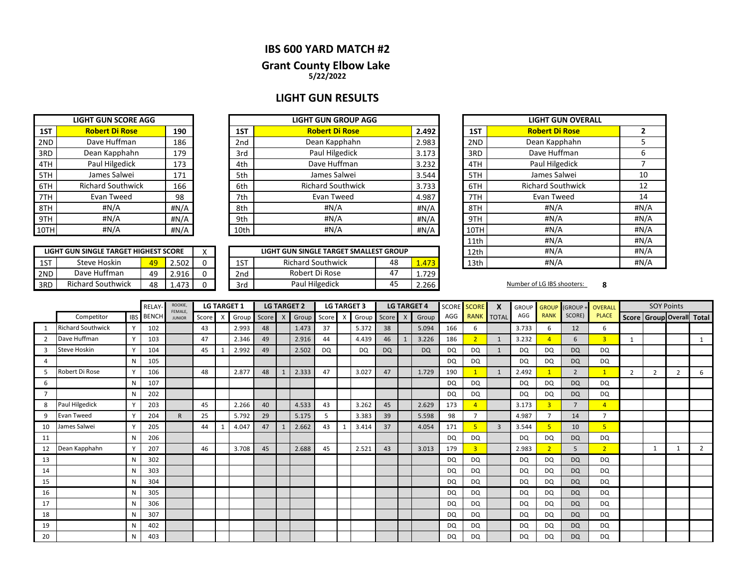# IBS 600 YARD MATCH #2

## Grant County Elbow Lake

**5/22/2022**

## LIGHT GUN RESULTS

| LIGHT GUN SCORE AGG | | |
|---|---|---|
| 1ST | **Robert Di Rose** | **190** |
| 2ND | Dave Huffman | 186 |
| 3RD | Dean Kapphahn | 179 |
| 4TH | Paul Hilgedick | 173 |
| 5TH | James Salwei | 171 |
| 6TH | Richard Southwick | 166 |
| 7TH | Evan Tweed | 98 |
| 8TH | #N/A | #N/A |
| 9TH | #N/A | #N/A |
| 10TH | #N/A | #N/A |

| LIGHT GUN GROUP AGG | | |
|---|---|---|
| 1ST | **Robert Di Rose** | **2.492** |
| 2nd | Dean Kapphahn | 2.983 |
| 3rd | Paul Hilgedick | 3.173 |
| 4th | Dave Huffman | 3.232 |
| 5th | James Salwei | 3.544 |
| 6th | Richard Southwick | 3.733 |
| 7th | Evan Tweed | 4.987 |
| 8th | #N/A | #N/A |
| 9th | #N/A | #N/A |
| 10th | #N/A | #N/A |

| LIGHT GUN OVERALL | | |
|---|---|---|
| 1ST | **Robert Di Rose** | **2** |
| 2ND | Dean Kapphahn | 5 |
| 3RD | Dave Huffman | 6 |
| 4TH | Paul Hilgedick | 7 |
| 5TH | James Salwei | 10 |
| 6TH | Richard Southwick | 12 |
| 7TH | Evan Tweed | 14 |
| 8TH | #N/A | #N/A |
| 9TH | #N/A | #N/A |
| 10TH | #N/A | #N/A |
| 11th | #N/A | #N/A |
| 12th | #N/A | #N/A |
| 13th | #N/A | #N/A |

| LIGHT GUN SINGLE TARGET HIGHEST SCORE | | | | X |
|---|---|---|---|---|
| 1ST | Steve Hoskin | 49 | 2.502 | 0 |
| 2ND | Dave Huffman | 49 | 2.916 | 0 |
| 3RD | Richard Southwick | 48 | 1.473 | 0 |

| LIGHT GUN SINGLE TARGET SMALLEST GROUP | | | |
|---|---|---|---|
| 1ST | Richard Southwick | 48 | 1.473 |
| 2nd | Robert Di Rose | 47 | 1.729 |
| 3rd | Paul Hilgedick | 45 | 2.266 |

Number of LG IBS shooters: **8**

| | | | RELAY-BENCH | ROOKIE, FEMALE, JUNIOR | LG TARGET 1 | | | LG TARGET 2 | | | LG TARGET 3 | | | LG TARGET 4 | | | SCORE AGG | SCORE RANK | X TOTAL | GROUP AGG | GROUP RANK | (GROUP + SCORE) | OVERALL PLACE | SOY Points | | | |
|---|---|---|---|---|---|---|---|---|---|---|---|---|---|---|---|---|---|---|---|---|---|---|---|---|---|---|---|
| | Competitor | IBS | | | Score | X | Group | Score | X | Group | Score | X | Group | Score | X | Group | | | | | | | | Score | Group | Overall | Total |
| 1 | Richard Southwick | Y | 102 | | 43 | | 2.993 | 48 | | 1.473 | 37 | | 5.372 | 38 | | 5.094 | 166 | 6 | | 3.733 | 6 | 12 | 6 | | | | |
| 2 | Dave Huffman | Y | 103 | | 47 | | 2.346 | 49 | | 2.916 | 44 | | 4.439 | 46 | 1 | 3.226 | 186 | 2 | 1 | 3.232 | 4 | 6 | 3 | 1 | | | 1 |
| 3 | Steve Hoskin | Y | 104 | | 45 | 1 | 2.992 | 49 | | 2.502 | DQ | | DQ | DQ | | DQ | DQ | DQ | 1 | DQ | DQ | DQ | DQ | | | | |
| 4 | | N | 105 | | | | | | | | | | | | | | DQ | DQ | | DQ | DQ | DQ | DQ | | | | |
| 5 | Robert Di Rose | Y | 106 | | 48 | | 2.877 | 48 | 1 | 2.333 | 47 | | 3.027 | 47 | | 1.729 | 190 | 1 | 1 | 2.492 | 1 | 2 | 1 | 2 | 2 | 2 | 6 |
| 6 | | N | 107 | | | | | | | | | | | | | | DQ | DQ | | DQ | DQ | DQ | DQ | | | | |
| 7 | | N | 202 | | | | | | | | | | | | | | DQ | DQ | | DQ | DQ | DQ | DQ | | | | |
| 8 | Paul Hilgedick | Y | 203 | | 45 | | 2.266 | 40 | | 4.533 | 43 | | 3.262 | 45 | | 2.629 | 173 | 4 | | 3.173 | 3 | 7 | 4 | | | | |
| 9 | Evan Tweed | Y | 204 | R | 25 | | 5.792 | 29 | | 5.175 | 5 | | 3.383 | 39 | | 5.598 | 98 | 7 | | 4.987 | 7 | 14 | 7 | | | | |
| 10 | James Salwei | Y | 205 | | 44 | 1 | 4.047 | 47 | 1 | 2.662 | 43 | 1 | 3.414 | 37 | | 4.054 | 171 | 5 | 3 | 3.544 | 5 | 10 | 5 | | | | |
| 11 | | N | 206 | | | | | | | | | | | | | | DQ | DQ | | DQ | DQ | DQ | DQ | | | | |
| 12 | Dean Kapphahn | Y | 207 | | 46 | | 3.708 | 45 | | 2.688 | 45 | | 2.521 | 43 | | 3.013 | 179 | 3 | | 2.983 | 2 | 5 | 2 | | 1 | 1 | 2 |
| 13 | | N | 302 | | | | | | | | | | | | | | DQ | DQ | | DQ | DQ | DQ | DQ | | | | |
| 14 | | N | 303 | | | | | | | | | | | | | | DQ | DQ | | DQ | DQ | DQ | DQ | | | | |
| 15 | | N | 304 | | | | | | | | | | | | | | DQ | DQ | | DQ | DQ | DQ | DQ | | | | |
| 16 | | N | 305 | | | | | | | | | | | | | | DQ | DQ | | DQ | DQ | DQ | DQ | | | | |
| 17 | | N | 306 | | | | | | | | | | | | | | DQ | DQ | | DQ | DQ | DQ | DQ | | | | |
| 18 | | N | 307 | | | | | | | | | | | | | | DQ | DQ | | DQ | DQ | DQ | DQ | | | | |
| 19 | | N | 402 | | | | | | | | | | | | | | DQ | DQ | | DQ | DQ | DQ | DQ | | | | |
| 20 | | N | 403 | | | | | | | | | | | | | | DQ | DQ | | DQ | DQ | DQ | DQ | | | | |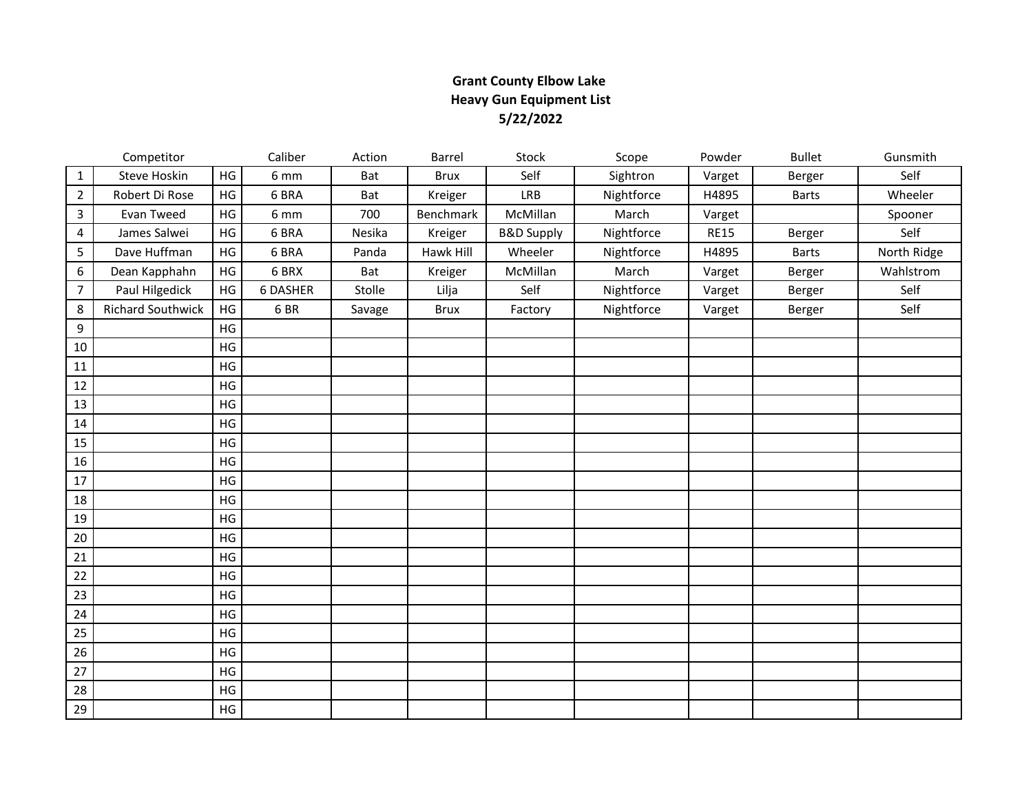**Grant County Elbow Lake**
**Heavy Gun Equipment List**
**5/22/2022**

| | Competitor | | Caliber | Action | Barrel | Stock | Scope | Powder | Bullet | Gunsmith |
|---|---|---|---|---|---|---|---|---|---|---|
| 1 | Steve Hoskin | HG | 6 mm | Bat | Brux | Self | Sightron | Varget | Berger | Self |
| 2 | Robert Di Rose | HG | 6 BRA | Bat | Kreiger | LRB | Nightforce | H4895 | Barts | Wheeler |
| 3 | Evan Tweed | HG | 6 mm | 700 | Benchmark | McMillan | March | Varget | | Spooner |
| 4 | James Salwei | HG | 6 BRA | Nesika | Kreiger | B&D Supply | Nightforce | RE15 | Berger | Self |
| 5 | Dave Huffman | HG | 6 BRA | Panda | Hawk Hill | Wheeler | Nightforce | H4895 | Barts | North Ridge |
| 6 | Dean Kapphahn | HG | 6 BRX | Bat | Kreiger | McMillan | March | Varget | Berger | Wahlstrom |
| 7 | Paul Hilgedick | HG | 6 DASHER | Stolle | Lilja | Self | Nightforce | Varget | Berger | Self |
| 8 | Richard Southwick | HG | 6 BR | Savage | Brux | Factory | Nightforce | Varget | Berger | Self |
| 9 | | HG | | | | | | | | |
| 10 | | HG | | | | | | | | |
| 11 | | HG | | | | | | | | |
| 12 | | HG | | | | | | | | |
| 13 | | HG | | | | | | | | |
| 14 | | HG | | | | | | | | |
| 15 | | HG | | | | | | | | |
| 16 | | HG | | | | | | | | |
| 17 | | HG | | | | | | | | |
| 18 | | HG | | | | | | | | |
| 19 | | HG | | | | | | | | |
| 20 | | HG | | | | | | | | |
| 21 | | HG | | | | | | | | |
| 22 | | HG | | | | | | | | |
| 23 | | HG | | | | | | | | |
| 24 | | HG | | | | | | | | |
| 25 | | HG | | | | | | | | |
| 26 | | HG | | | | | | | | |
| 27 | | HG | | | | | | | | |
| 28 | | HG | | | | | | | | |
| 29 | | HG | | | | | | | | |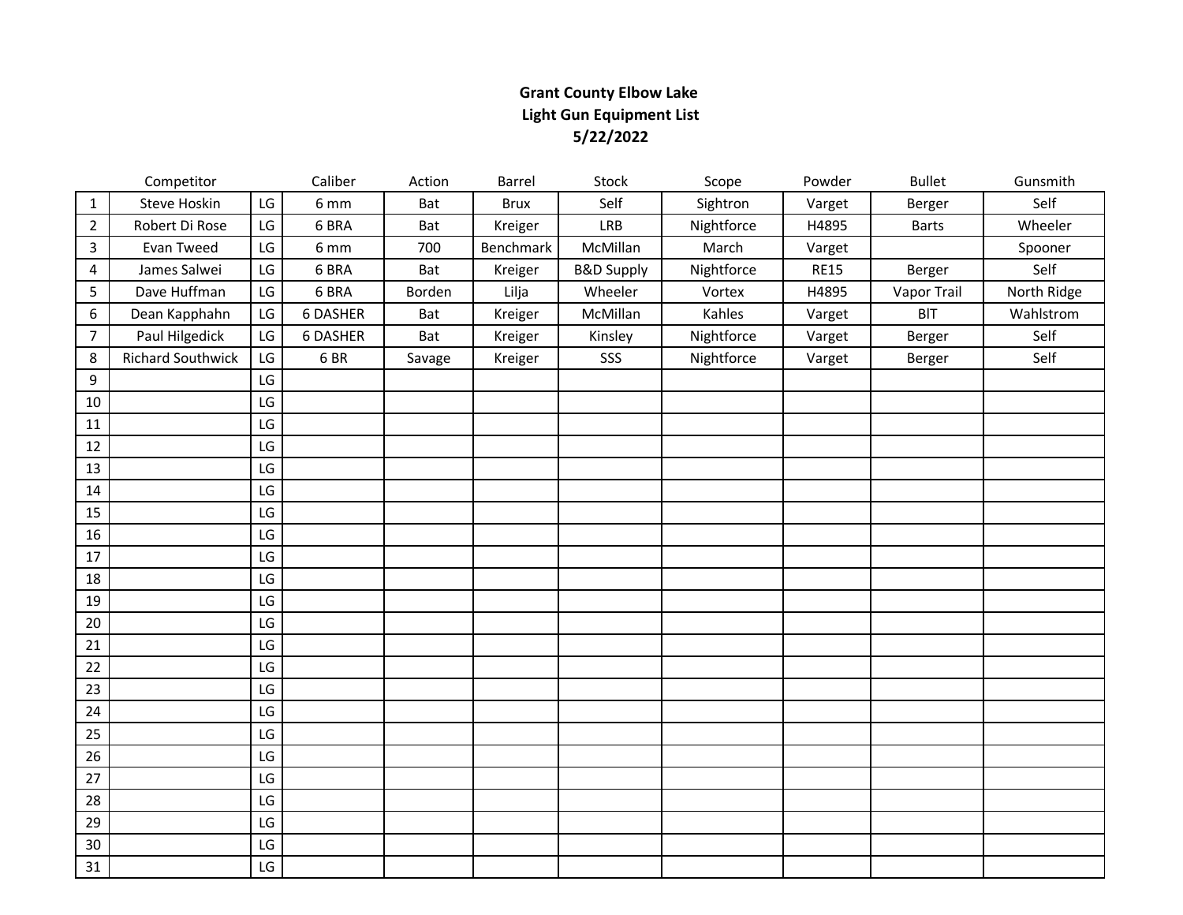**Grant County Elbow Lake**
**Light Gun Equipment List**
**5/22/2022**

| | Competitor | | Caliber | Action | Barrel | Stock | Scope | Powder | Bullet | Gunsmith |
|---|---|---|---|---|---|---|---|---|---|---|
| 1 | Steve Hoskin | LG | 6 mm | Bat | Brux | Self | Sightron | Varget | Berger | Self |
| 2 | Robert Di Rose | LG | 6 BRA | Bat | Kreiger | LRB | Nightforce | H4895 | Barts | Wheeler |
| 3 | Evan Tweed | LG | 6 mm | 700 | Benchmark | McMillan | March | Varget | | Spooner |
| 4 | James Salwei | LG | 6 BRA | Bat | Kreiger | B&D Supply | Nightforce | RE15 | Berger | Self |
| 5 | Dave Huffman | LG | 6 BRA | Borden | Lilja | Wheeler | Vortex | H4895 | Vapor Trail | North Ridge |
| 6 | Dean Kapphahn | LG | 6 DASHER | Bat | Kreiger | McMillan | Kahles | Varget | BIT | Wahlstrom |
| 7 | Paul Hilgedick | LG | 6 DASHER | Bat | Kreiger | Kinsley | Nightforce | Varget | Berger | Self |
| 8 | Richard Southwick | LG | 6 BR | Savage | Kreiger | SSS | Nightforce | Varget | Berger | Self |
| 9 | | LG | | | | | | | | |
| 10 | | LG | | | | | | | | |
| 11 | | LG | | | | | | | | |
| 12 | | LG | | | | | | | | |
| 13 | | LG | | | | | | | | |
| 14 | | LG | | | | | | | | |
| 15 | | LG | | | | | | | | |
| 16 | | LG | | | | | | | | |
| 17 | | LG | | | | | | | | |
| 18 | | LG | | | | | | | | |
| 19 | | LG | | | | | | | | |
| 20 | | LG | | | | | | | | |
| 21 | | LG | | | | | | | | |
| 22 | | LG | | | | | | | | |
| 23 | | LG | | | | | | | | |
| 24 | | LG | | | | | | | | |
| 25 | | LG | | | | | | | | |
| 26 | | LG | | | | | | | | |
| 27 | | LG | | | | | | | | |
| 28 | | LG | | | | | | | | |
| 29 | | LG | | | | | | | | |
| 30 | | LG | | | | | | | | |
| 31 | | LG | | | | | | | | |